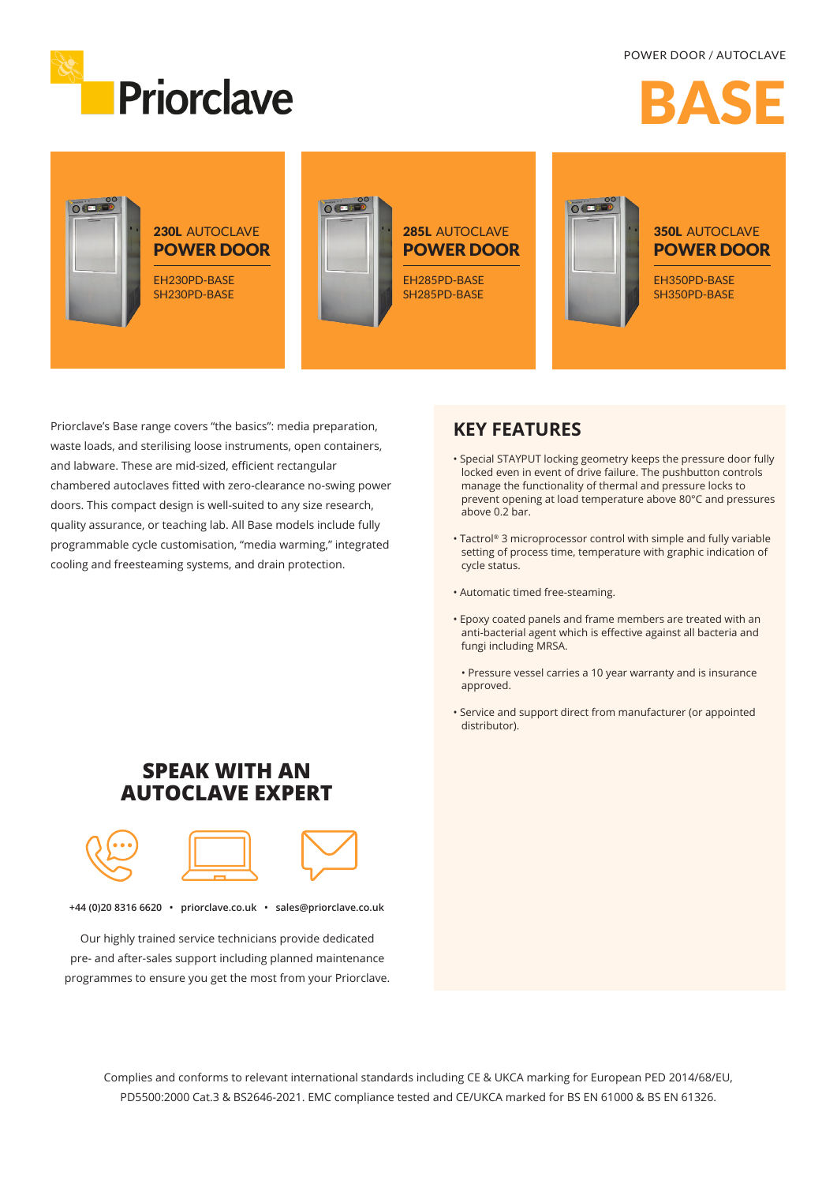POWER DOOR / AUTOCLAVE

Priorclave

# BASE

### 230L AUTOCLAVE POWER DOOR

EH230PD-BASE
SH230PD-BASE

### 285L AUTOCLAVE POWER DOOR

EH285PD-BASE
SH285PD-BASE

### 350L AUTOCLAVE POWER DOOR

EH350PD-BASE
SH350PD-BASE

Priorclave's Base range covers "the basics": media preparation, waste loads, and sterilising loose instruments, open containers, and labware. These are mid-sized, efficient rectangular chambered autoclaves fitted with zero-clearance no-swing power doors. This compact design is well-suited to any size research, quality assurance, or teaching lab. All Base models include fully programmable cycle customisation, "media warming," integrated cooling and freesteaming systems, and drain protection.

## KEY FEATURES

- Special STAYPUT locking geometry keeps the pressure door fully locked even in event of drive failure. The pushbutton controls manage the functionality of thermal and pressure locks to prevent opening at load temperature above 80°C and pressures above 0.2 bar.
- Tactrol® 3 microprocessor control with simple and fully variable setting of process time, temperature with graphic indication of cycle status.
- Automatic timed free-steaming.
- Epoxy coated panels and frame members are treated with an anti-bacterial agent which is effective against all bacteria and fungi including MRSA.
- Pressure vessel carries a 10 year warranty and is insurance approved.
- Service and support direct from manufacturer (or appointed distributor).

## SPEAK WITH AN AUTOCLAVE EXPERT

+44 (0)20 8316 6620 • priorclave.co.uk • sales@priorclave.co.uk

Our highly trained service technicians provide dedicated pre- and after-sales support including planned maintenance programmes to ensure you get the most from your Priorclave.

Complies and conforms to relevant international standards including CE & UKCA marking for European PED 2014/68/EU, PD5500:2000 Cat.3 & BS2646-2021. EMC compliance tested and CE/UKCA marked for BS EN 61000 & BS EN 61326.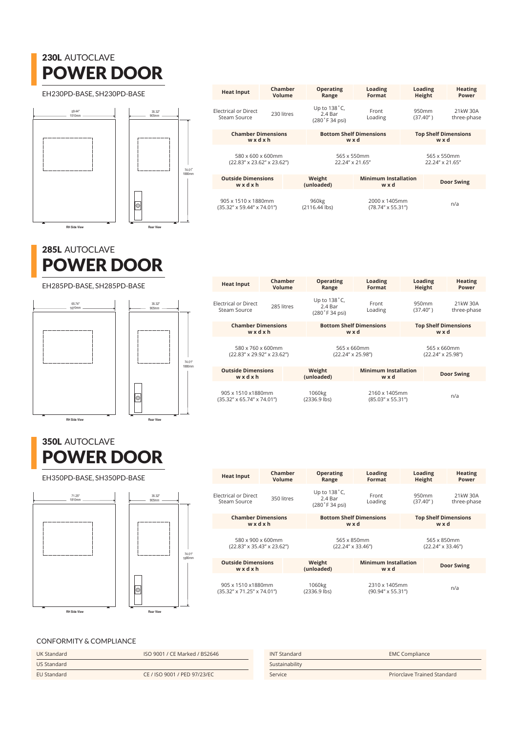## 230L AUTOCLAVE
# POWER DOOR

EH230PD-BASE, SH230PD-BASE

59.44"
1510mm

35.32"
905mm

74.01"
1880mm

RH Side View

Rear View

| Heat Input | Chamber Volume | Operating Range | Loading Format | Loading Height | Heating Power |
|---|---|---|---|---|---|
| Electrical or Direct Steam Source | 230 litres | Up to 138˚C, 2.4 Bar (280˚F 34 psi) | Front Loading | 950mm (37.40" ) | 21kW 30A three-phase |

| Chamber Dimensions w x d x h | Bottom Shelf Dimensions w x d | Top Shelf Dimensions w x d |
|---|---|---|
| 580 x 600 x 600mm (22.83" x 23.62" x 23.62") | 565 x 550mm 22.24" x 21.65" | 565 x 550mm 22.24" x 21.65" |

| Outside Dimensions w x d x h | Weight (unloaded) | Minimum Installation w x d | Door Swing |
|---|---|---|---|
| 905 x 1510 x 1880mm (35.32" x 59.44" x 74.01") | 960kg (2116.44 lbs) | 2000 x 1405mm (78.74" x 55.31") | n/a |

## 285L AUTOCLAVE
# POWER DOOR

EH285PD-BASE, SH285PD-BASE

65.74"
1670mm

35.32"
905mm

74.01"
1880mm

RH Side View

Rear View

| Heat Input | Chamber Volume | Operating Range | Loading Format | Loading Height | Heating Power |
|---|---|---|---|---|---|
| Electrical or Direct Steam Source | 285 litres | Up to 138˚C, 2.4 Bar (280˚F 34 psi) | Front Loading | 950mm (37.40" ) | 21kW 30A three-phase |

| Chamber Dimensions w x d x h | Bottom Shelf Dimensions w x d | Top Shelf Dimensions w x d |
|---|---|---|
| 580 x 760 x 600mm (22.83" x 29.92" x 23.62") | 565 x 660mm (22.24" x 25.98") | 565 x 660mm (22.24" x 25.98") |

| Outside Dimensions w x d x h | Weight (unloaded) | Minimum Installation w x d | Door Swing |
|---|---|---|---|
| 905 x 1510 x1880mm (35.32" x 65.74" x 74.01") | 1060kg (2336.9 lbs) | 2160 x 1405mm (85.03" x 55.31") | n/a |

## 350L AUTOCLAVE
# POWER DOOR

EH350PD-BASE, SH350PD-BASE

71.25"
1810mm

35.32"
905mm

74.01"
1880mm

RH Side View

Rear View

| Heat Input | Chamber Volume | Operating Range | Loading Format | Loading Height | Heating Power |
|---|---|---|---|---|---|
| Electrical or Direct Steam Source | 350 litres | Up to 138˚C, 2.4 Bar (280˚F 34 psi) | Front Loading | 950mm (37.40" ) | 21kW 30A three-phase |

| Chamber Dimensions w x d x h | Bottom Shelf Dimensions w x d | Top Shelf Dimensions w x d |
|---|---|---|
| 580 x 900 x 600mm (22.83" x 35.43" x 23.62") | 565 x 850mm (22.24" x 33.46") | 565 x 850mm (22.24" x 33.46") |

| Outside Dimensions w x d x h | Weight (unloaded) | Minimum Installation w x d | Door Swing |
|---|---|---|---|
| 905 x 1510 x1880mm (35.32" x 71.25" x 74.01") | 1060kg (2336.9 lbs) | 2310 x 1405mm (90.94" x 55.31") | n/a |

CONFORMITY & COMPLIANCE

| | | | |
|---|---|---|---|
| UK Standard | ISO 9001 / CE Marked / BS2646 | INT Standard | EMC Compliance |
| US Standard | | Sustainability | |
| EU Standard | CE / ISO 9001 / PED 97/23/EC | Service | Priorclave Trained Standard |